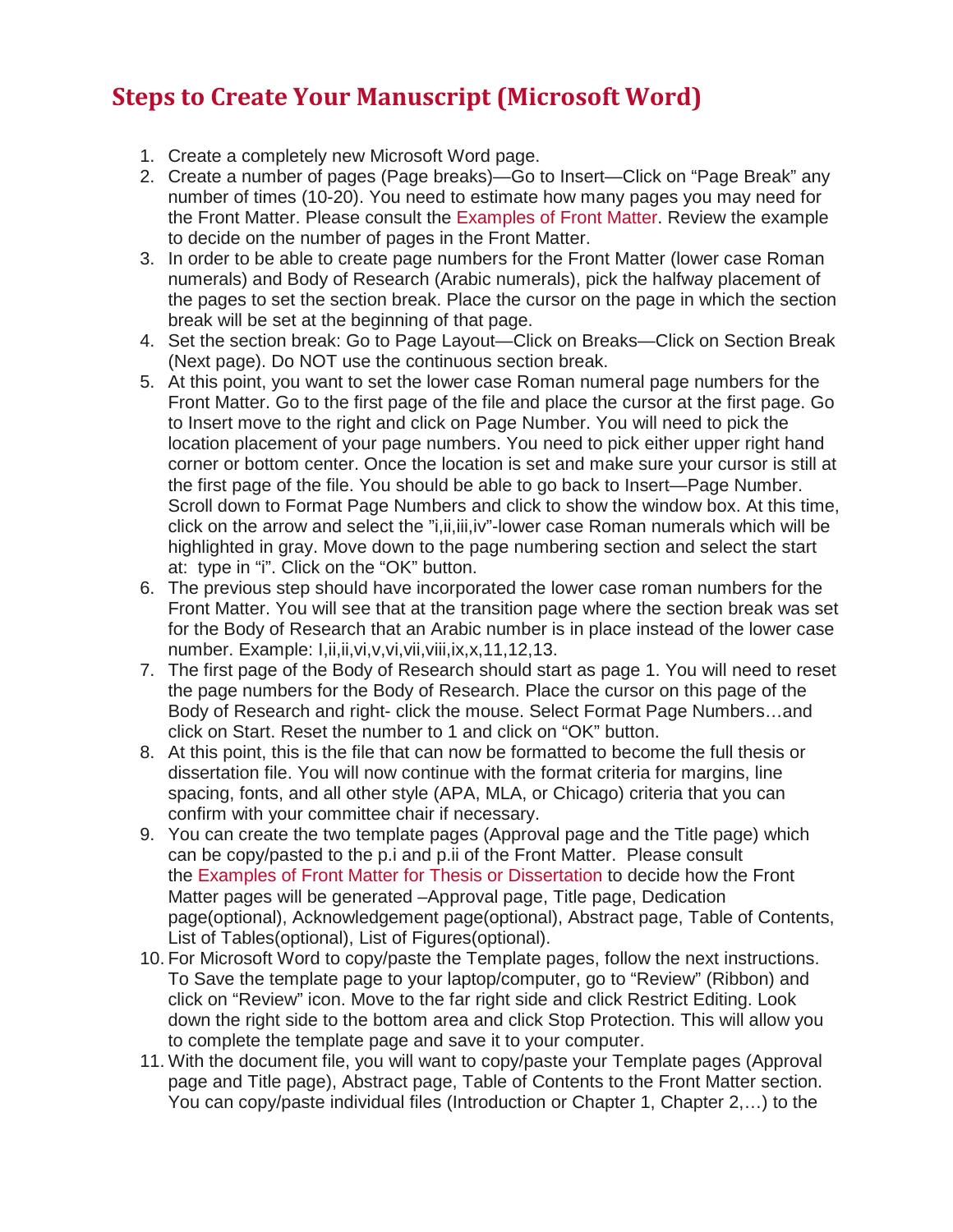# Steps to Create Your Manuscript (Microsoft Word)

1. Create a completely new Microsoft Word page.
2. Create a number of pages (Page breaks)—Go to Insert—Click on "Page Break" any number of times (10-20). You need to estimate how many pages you may need for the Front Matter. Please consult the Examples of Front Matter. Review the example to decide on the number of pages in the Front Matter.
3. In order to be able to create page numbers for the Front Matter (lower case Roman numerals) and Body of Research (Arabic numerals), pick the halfway placement of the pages to set the section break. Place the cursor on the page in which the section break will be set at the beginning of that page.
4. Set the section break: Go to Page Layout—Click on Breaks—Click on Section Break (Next page). Do NOT use the continuous section break.
5. At this point, you want to set the lower case Roman numeral page numbers for the Front Matter. Go to the first page of the file and place the cursor at the first page. Go to Insert move to the right and click on Page Number. You will need to pick the location placement of your page numbers. You need to pick either upper right hand corner or bottom center. Once the location is set and make sure your cursor is still at the first page of the file. You should be able to go back to Insert—Page Number. Scroll down to Format Page Numbers and click to show the window box. At this time, click on the arrow and select the "i,ii,iii,iv"-lower case Roman numerals which will be highlighted in gray. Move down to the page numbering section and select the start at: type in "i". Click on the "OK" button.
6. The previous step should have incorporated the lower case roman numbers for the Front Matter. You will see that at the transition page where the section break was set for the Body of Research that an Arabic number is in place instead of the lower case number. Example: I,ii,ii,vi,v,vi,vii,viii,ix,x,11,12,13.
7. The first page of the Body of Research should start as page 1. You will need to reset the page numbers for the Body of Research. Place the cursor on this page of the Body of Research and right- click the mouse. Select Format Page Numbers…and click on Start. Reset the number to 1 and click on "OK" button.
8. At this point, this is the file that can now be formatted to become the full thesis or dissertation file. You will now continue with the format criteria for margins, line spacing, fonts, and all other style (APA, MLA, or Chicago) criteria that you can confirm with your committee chair if necessary.
9. You can create the two template pages (Approval page and the Title page) which can be copy/pasted to the p.i and p.ii of the Front Matter. Please consult the Examples of Front Matter for Thesis or Dissertation to decide how the Front Matter pages will be generated –Approval page, Title page, Dedication page(optional), Acknowledgement page(optional), Abstract page, Table of Contents, List of Tables(optional), List of Figures(optional).
10. For Microsoft Word to copy/paste the Template pages, follow the next instructions. To Save the template page to your laptop/computer, go to "Review" (Ribbon) and click on "Review" icon. Move to the far right side and click Restrict Editing. Look down the right side to the bottom area and click Stop Protection. This will allow you to complete the template page and save it to your computer.
11. With the document file, you will want to copy/paste your Template pages (Approval page and Title page), Abstract page, Table of Contents to the Front Matter section. You can copy/paste individual files (Introduction or Chapter 1, Chapter 2,…) to the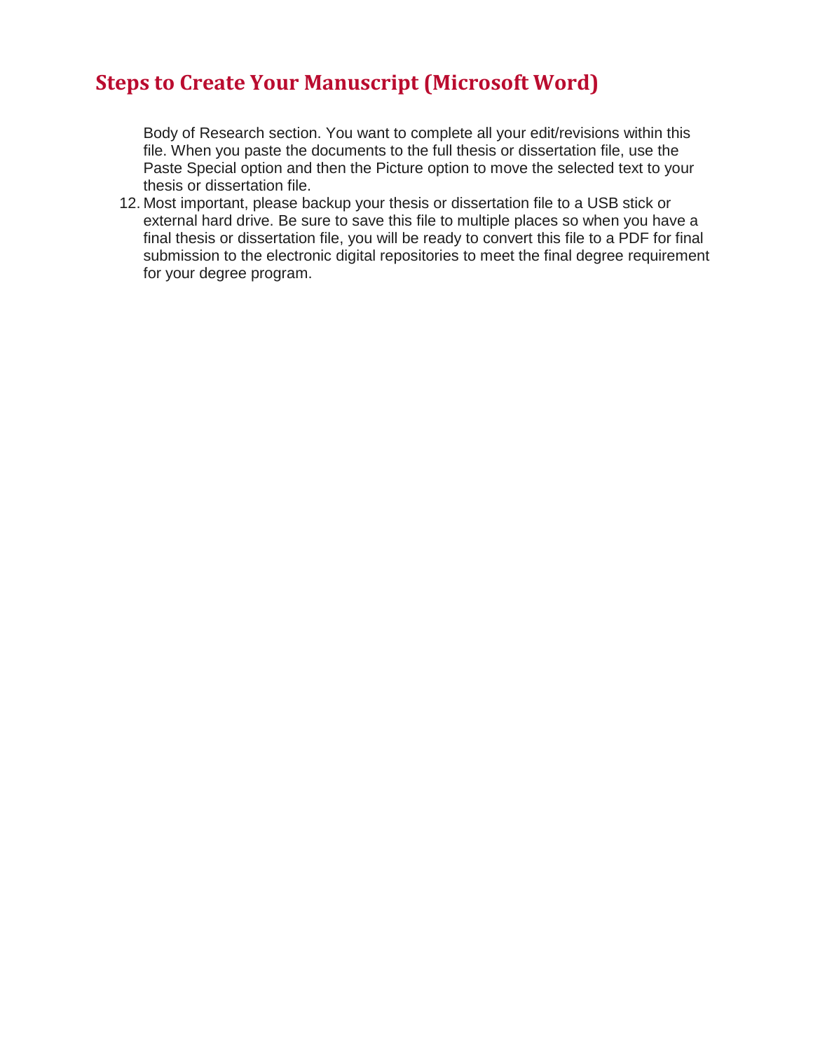Body of Research section. You want to complete all your edit/revisions within this file. When you paste the documents to the full thesis or dissertation file, use the Paste Special option and then the Picture option to move the selected text to your thesis or dissertation file.

12. Most important, please backup your thesis or dissertation file to a USB stick or external hard drive. Be sure to save this file to multiple places so when you have a final thesis or dissertation file, you will be ready to convert this file to a PDF for final submission to the electronic digital repositories to meet the final degree requirement for your degree program.